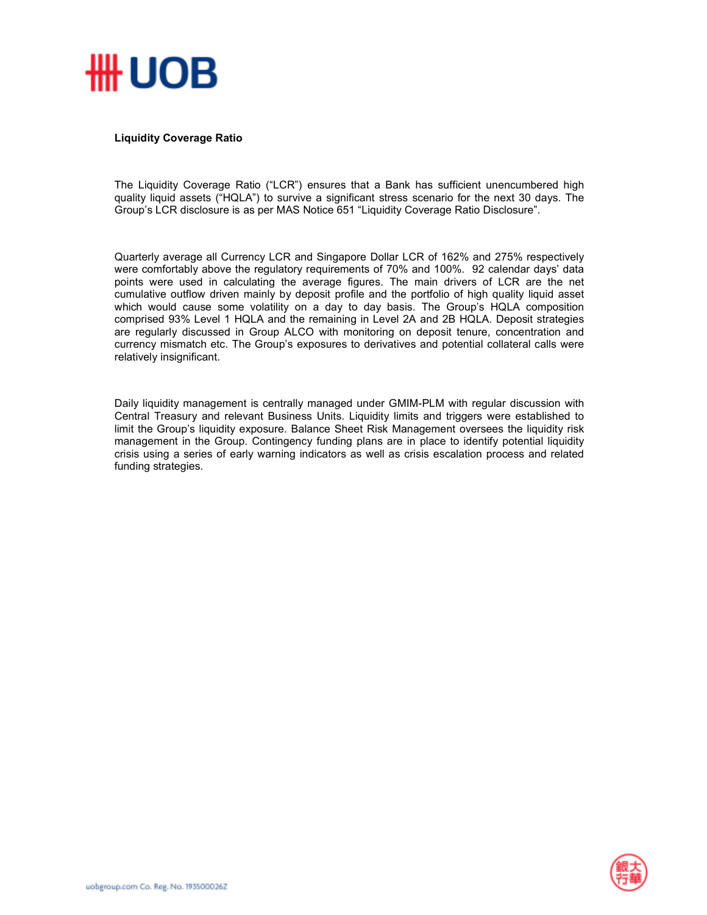**Liquidity Coverage Ratio**

The Liquidity Coverage Ratio ("LCR") ensures that a Bank has sufficient unencumbered high quality liquid assets ("HQLA") to survive a significant stress scenario for the next 30 days. The Group's LCR disclosure is as per MAS Notice 651 "Liquidity Coverage Ratio Disclosure".

Quarterly average all Currency LCR and Singapore Dollar LCR of 162% and 275% respectively were comfortably above the regulatory requirements of 70% and 100%. 92 calendar days' data points were used in calculating the average figures. The main drivers of LCR are the net cumulative outflow driven mainly by deposit profile and the portfolio of high quality liquid asset which would cause some volatility on a day to day basis. The Group's HQLA composition comprised 93% Level 1 HQLA and the remaining in Level 2A and 2B HQLA. Deposit strategies are regularly discussed in Group ALCO with monitoring on deposit tenure, concentration and currency mismatch etc. The Group's exposures to derivatives and potential collateral calls were relatively insignificant.

Daily liquidity management is centrally managed under GMIM-PLM with regular discussion with Central Treasury and relevant Business Units. Liquidity limits and triggers were established to limit the Group's liquidity exposure. Balance Sheet Risk Management oversees the liquidity risk management in the Group. Contingency funding plans are in place to identify potential liquidity crisis using a series of early warning indicators as well as crisis escalation process and related funding strategies.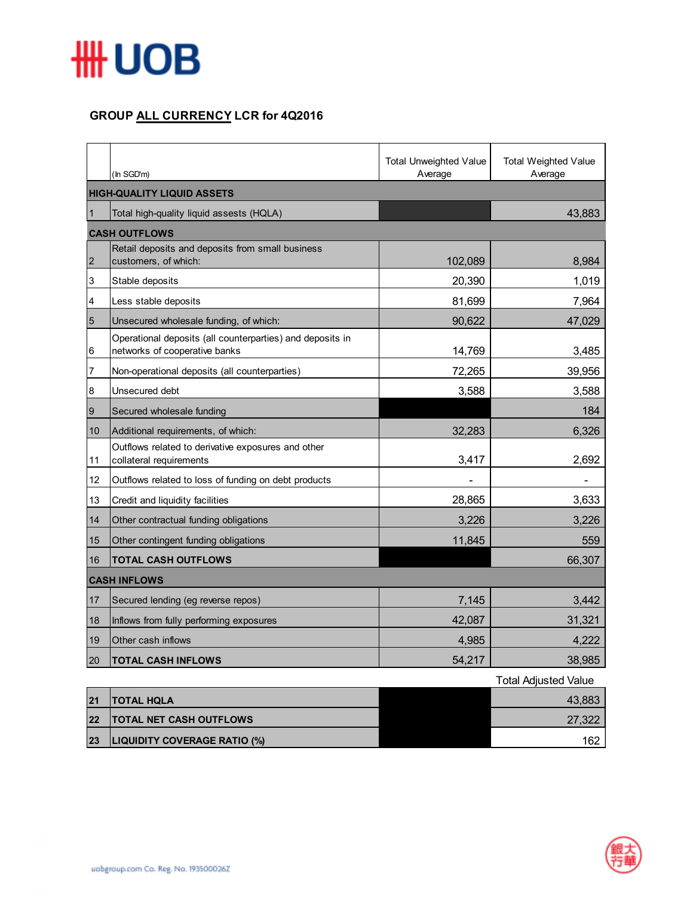## GROUP ALL CURRENCY LCR for 4Q2016

| | (In SGD'm) | Total Unweighted Value Average | Total Weighted Value Average |
|---|---|---|---|
| **HIGH-QUALITY LIQUID ASSETS** | | | |
| 1 | Total high-quality liquid assests (HQLA) | | 43,883 |
| **CASH OUTFLOWS** | | | |
| 2 | Retail deposits and deposits from small business customers, of which: | 102,089 | 8,984 |
| 3 | Stable deposits | 20,390 | 1,019 |
| 4 | Less stable deposits | 81,699 | 7,964 |
| 5 | Unsecured wholesale funding, of which: | 90,622 | 47,029 |
| 6 | Operational deposits (all counterparties) and deposits in networks of cooperative banks | 14,769 | 3,485 |
| 7 | Non-operational deposits (all counterparties) | 72,265 | 39,956 |
| 8 | Unsecured debt | 3,588 | 3,588 |
| 9 | Secured wholesale funding | | 184 |
| 10 | Additional requirements, of which: | 32,283 | 6,326 |
| 11 | Outflows related to derivative exposures and other collateral requirements | 3,417 | 2,692 |
| 12 | Outflows related to loss of funding on debt products | - | - |
| 13 | Credit and liquidity facilities | 28,865 | 3,633 |
| 14 | Other contractual funding obligations | 3,226 | 3,226 |
| 15 | Other contingent funding obligations | 11,845 | 559 |
| 16 | **TOTAL CASH OUTFLOWS** | | 66,307 |
| **CASH INFLOWS** | | | |
| 17 | Secured lending (eg reverse repos) | 7,145 | 3,442 |
| 18 | Inflows from fully performing exposures | 42,087 | 31,321 |
| 19 | Other cash inflows | 4,985 | 4,222 |
| 20 | **TOTAL CASH INFLOWS** | 54,217 | 38,985 |
| | | | Total Adjusted Value |
| **21** | **TOTAL HQLA** | | 43,883 |
| **22** | **TOTAL NET CASH OUTFLOWS** | | 27,322 |
| **23** | **LIQUIDITY COVERAGE RATIO (%)** | | 162 |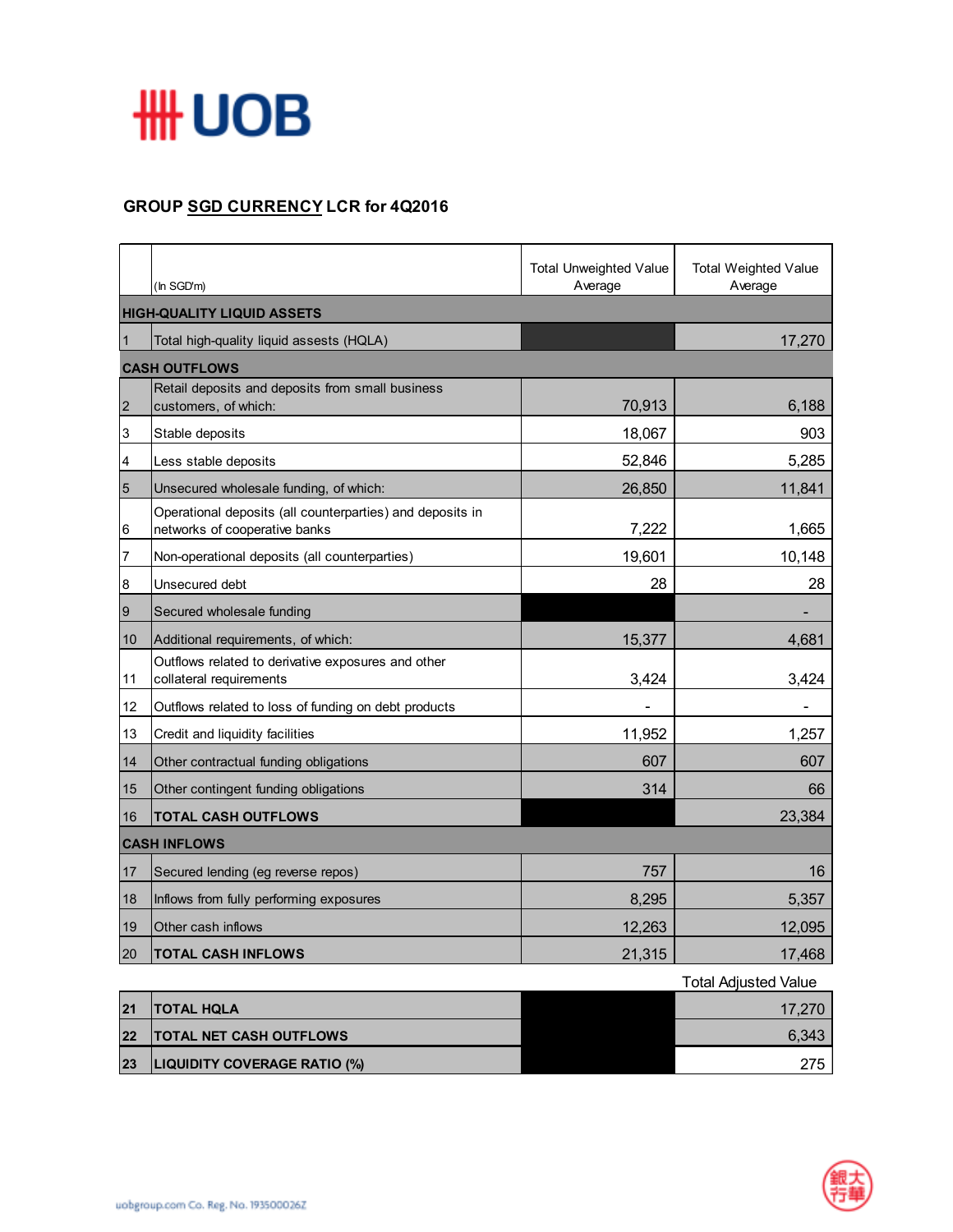UOB

## GROUP SGD CURRENCY LCR for 4Q2016

| | (In SGD'm) | Total Unweighted Value Average | Total Weighted Value Average |
|---|---|---|---|
| **HIGH-QUALITY LIQUID ASSETS** | | | |
| 1 | Total high-quality liquid assests (HQLA) | | 17,270 |
| **CASH OUTFLOWS** | | | |
| 2 | Retail deposits and deposits from small business customers, of which: | 70,913 | 6,188 |
| 3 | Stable deposits | 18,067 | 903 |
| 4 | Less stable deposits | 52,846 | 5,285 |
| 5 | Unsecured wholesale funding, of which: | 26,850 | 11,841 |
| 6 | Operational deposits (all counterparties) and deposits in networks of cooperative banks | 7,222 | 1,665 |
| 7 | Non-operational deposits (all counterparties) | 19,601 | 10,148 |
| 8 | Unsecured debt | 28 | 28 |
| 9 | Secured wholesale funding | | - |
| 10 | Additional requirements, of which: | 15,377 | 4,681 |
| 11 | Outflows related to derivative exposures and other collateral requirements | 3,424 | 3,424 |
| 12 | Outflows related to loss of funding on debt products | - | - |
| 13 | Credit and liquidity facilities | 11,952 | 1,257 |
| 14 | Other contractual funding obligations | 607 | 607 |
| 15 | Other contingent funding obligations | 314 | 66 |
| 16 | **TOTAL CASH OUTFLOWS** | | 23,384 |
| **CASH INFLOWS** | | | |
| 17 | Secured lending (eg reverse repos) | 757 | 16 |
| 18 | Inflows from fully performing exposures | 8,295 | 5,357 |
| 19 | Other cash inflows | 12,263 | 12,095 |
| 20 | **TOTAL CASH INFLOWS** | 21,315 | 17,468 |
| | | | Total Adjusted Value |
| **21** | **TOTAL HQLA** | | 17,270 |
| **22** | **TOTAL NET CASH OUTFLOWS** | | 6,343 |
| **23** | **LIQUIDITY COVERAGE RATIO (%)** | | 275 |

uobgroup.com Co. Reg. No. 193500026Z